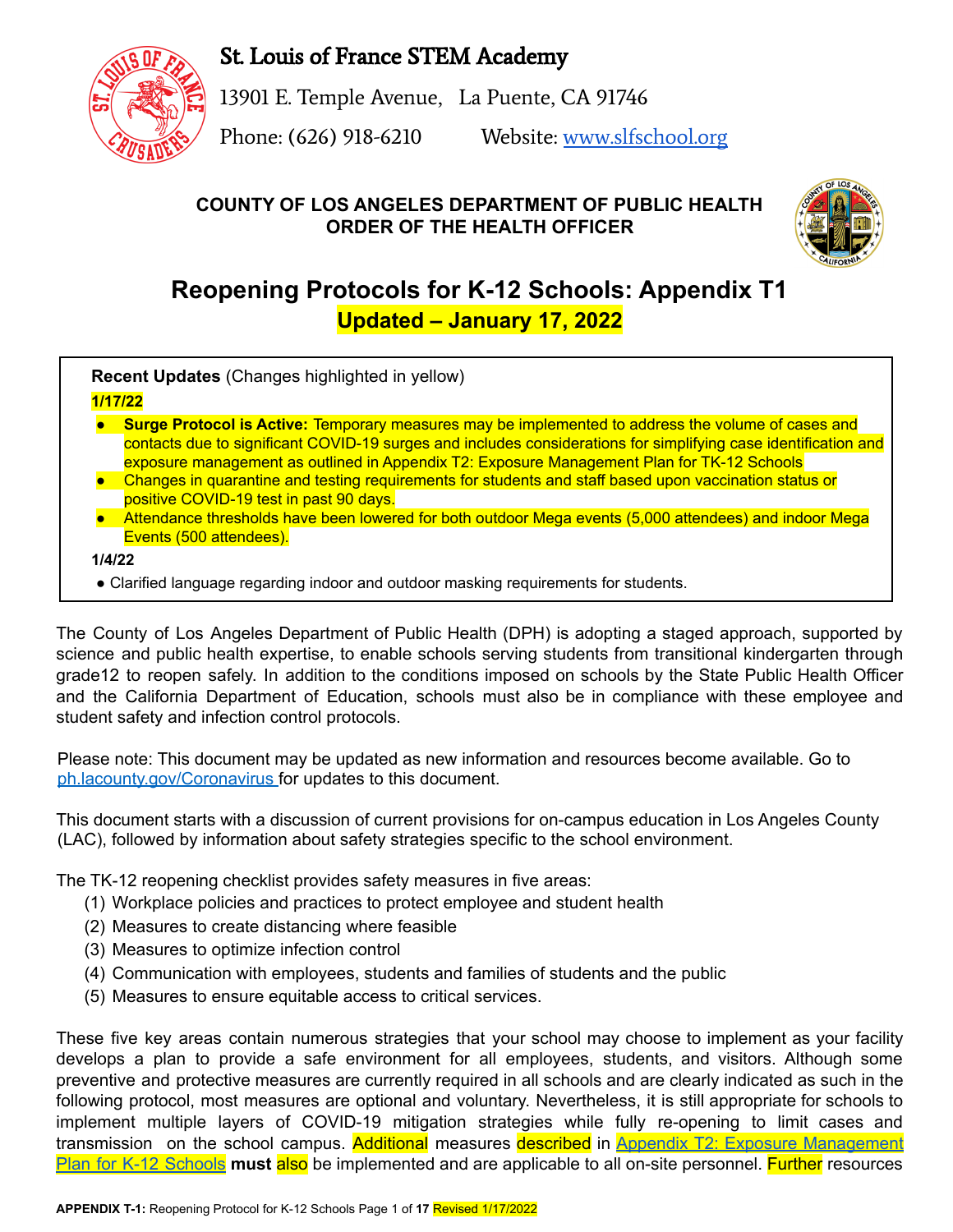# St. Louis of France STEM Academy

13901 E. Temple Avenue,   La Puente, CA 91746

Phone: (626) 918-6210         Website: www.slfschool.org

**COUNTY OF LOS ANGELES DEPARTMENT OF PUBLIC HEALTH**
**ORDER OF THE HEALTH OFFICER**

# Reopening Protocols for K-12 Schools: Appendix T1

## Updated – January 17, 2022

**Recent Updates** (Changes highlighted in yellow)

**1/17/22**

- **Surge Protocol is Active:** Temporary measures may be implemented to address the volume of cases and contacts due to significant COVID-19 surges and includes considerations for simplifying case identification and exposure management as outlined in Appendix T2: Exposure Management Plan for TK-12 Schools
- Changes in quarantine and testing requirements for students and staff based upon vaccination status or positive COVID-19 test in past 90 days.
- Attendance thresholds have been lowered for both outdoor Mega events (5,000 attendees) and indoor Mega Events (500 attendees).

**1/4/22**

- Clarified language regarding indoor and outdoor masking requirements for students.

The County of Los Angeles Department of Public Health (DPH) is adopting a staged approach, supported by science and public health expertise, to enable schools serving students from transitional kindergarten through grade12 to reopen safely. In addition to the conditions imposed on schools by the State Public Health Officer and the California Department of Education, schools must also be in compliance with these employee and student safety and infection control protocols.

Please note: This document may be updated as new information and resources become available. Go to ph.lacounty.gov/Coronavirus for updates to this document.

This document starts with a discussion of current provisions for on-campus education in Los Angeles County (LAC), followed by information about safety strategies specific to the school environment.

The TK-12 reopening checklist provides safety measures in five areas:

1. Workplace policies and practices to protect employee and student health
2. Measures to create distancing where feasible
3. Measures to optimize infection control
4. Communication with employees, students and families of students and the public
5. Measures to ensure equitable access to critical services.

These five key areas contain numerous strategies that your school may choose to implement as your facility develops a plan to provide a safe environment for all employees, students, and visitors. Although some preventive and protective measures are currently required in all schools and are clearly indicated as such in the following protocol, most measures are optional and voluntary. Nevertheless, it is still appropriate for schools to implement multiple layers of COVID-19 mitigation strategies while fully re-opening to limit cases and transmission on the school campus. Additional measures described in [Appendix T2: Exposure Management Plan for K-12 Schools](Appendix T2: Exposure Management Plan for K-12 Schools) **must** also be implemented and are applicable to all on-site personnel. Further resources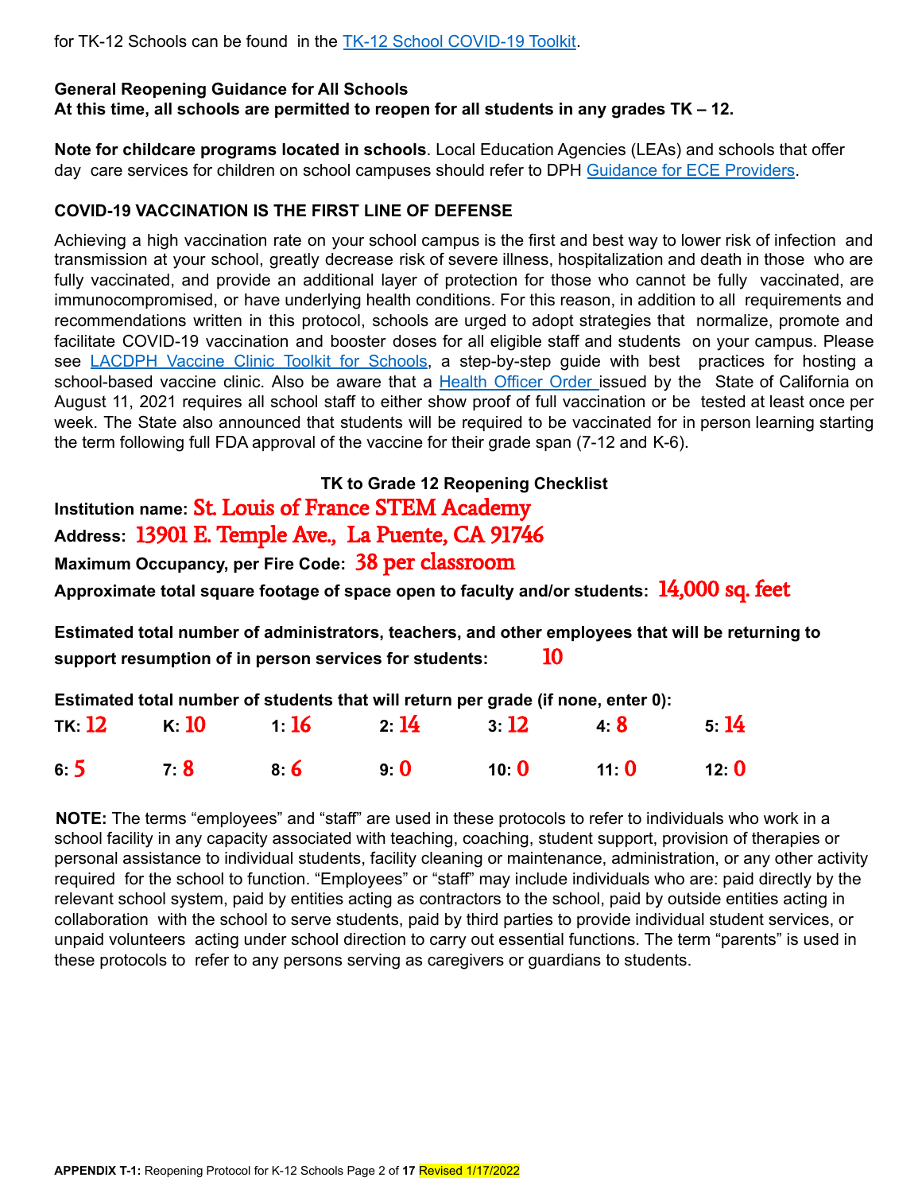for TK-12 Schools can be found in the [TK-12 School COVID-19 Toolkit](TK-12 School COVID-19 Toolkit).

**General Reopening Guidance for All Schools**
**At this time, all schools are permitted to reopen for all students in any grades TK – 12.**

**Note for childcare programs located in schools**. Local Education Agencies (LEAs) and schools that offer day care services for children on school campuses should refer to DPH Guidance for ECE Providers.

**COVID-19 VACCINATION IS THE FIRST LINE OF DEFENSE**

Achieving a high vaccination rate on your school campus is the first and best way to lower risk of infection and transmission at your school, greatly decrease risk of severe illness, hospitalization and death in those who are fully vaccinated, and provide an additional layer of protection for those who cannot be fully vaccinated, are immunocompromised, or have underlying health conditions. For this reason, in addition to all requirements and recommendations written in this protocol, schools are urged to adopt strategies that normalize, promote and facilitate COVID-19 vaccination and booster doses for all eligible staff and students on your campus. Please see LACDPH Vaccine Clinic Toolkit for Schools, a step-by-step guide with best practices for hosting a school-based vaccine clinic. Also be aware that a Health Officer Order issued by the State of California on August 11, 2021 requires all school staff to either show proof of full vaccination or be tested at least once per week. The State also announced that students will be required to be vaccinated for in person learning starting the term following full FDA approval of the vaccine for their grade span (7-12 and K-6).

**TK to Grade 12 Reopening Checklist**

**Institution name:** St. Louis of France STEM Academy

**Address:** 13901 E. Temple Ave., La Puente, CA 91746

**Maximum Occupancy, per Fire Code:** 38 per classroom

**Approximate total square footage of space open to faculty and/or students:** 14,000 sq. feet

**Estimated total number of administrators, teachers, and other employees that will be returning to support resumption of in person services for students:** 10

**Estimated total number of students that will return per grade (if none, enter 0):**

| | | | | | | |
|---|---|---|---|---|---|---|
| **TK:** 12 | **K:** 10 | **1:** 16 | **2:** 14 | **3:** 12 | **4:** 8 | **5:** 14 |
| **6:** 5 | **7:** 8 | **8:** 6 | **9:** 0 | **10:** 0 | **11:** 0 | **12:** 0 |

**NOTE:** The terms "employees" and "staff" are used in these protocols to refer to individuals who work in a school facility in any capacity associated with teaching, coaching, student support, provision of therapies or personal assistance to individual students, facility cleaning or maintenance, administration, or any other activity required for the school to function. "Employees" or "staff" may include individuals who are: paid directly by the relevant school system, paid by entities acting as contractors to the school, paid by outside entities acting in collaboration with the school to serve students, paid by third parties to provide individual student services, or unpaid volunteers acting under school direction to carry out essential functions. The term "parents" is used in these protocols to refer to any persons serving as caregivers or guardians to students.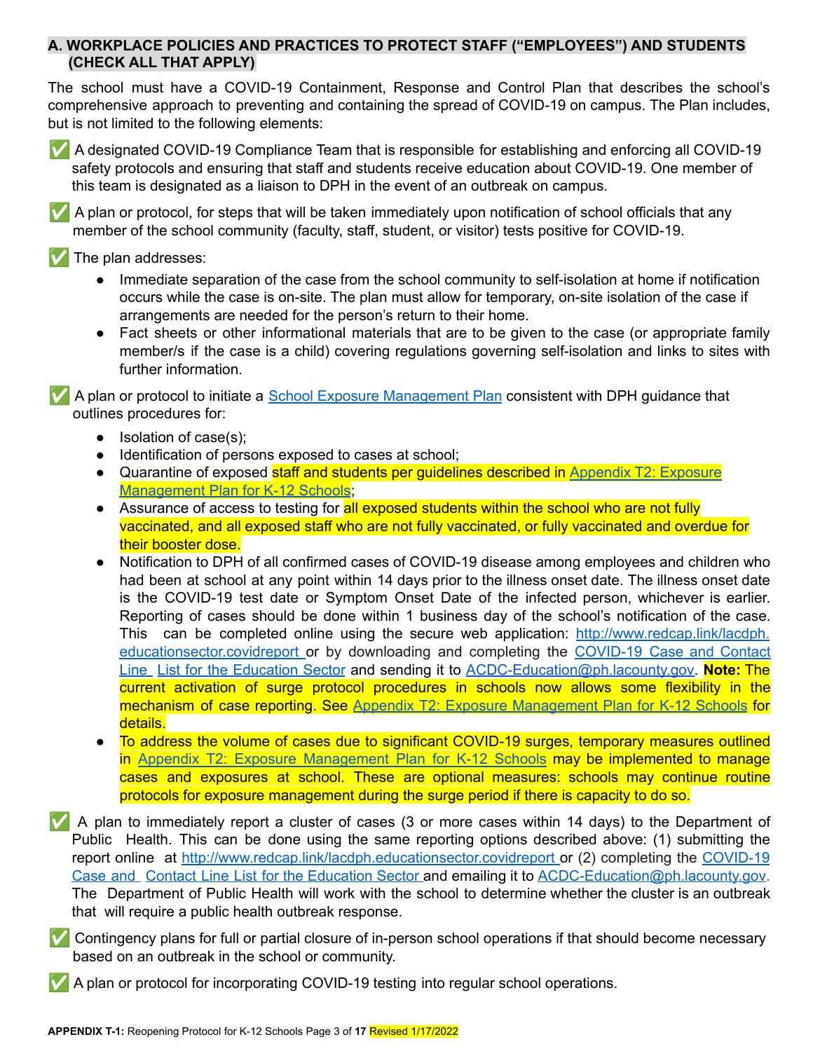## A. WORKPLACE POLICIES AND PRACTICES TO PROTECT STAFF ("EMPLOYEES") AND STUDENTS (CHECK ALL THAT APPLY)

The school must have a COVID-19 Containment, Response and Control Plan that describes the school's comprehensive approach to preventing and containing the spread of COVID-19 on campus. The Plan includes, but is not limited to the following elements:

✅ A designated COVID-19 Compliance Team that is responsible for establishing and enforcing all COVID-19 safety protocols and ensuring that staff and students receive education about COVID-19. One member of this team is designated as a liaison to DPH in the event of an outbreak on campus.

✅ A plan or protocol, for steps that will be taken immediately upon notification of school officials that any member of the school community (faculty, staff, student, or visitor) tests positive for COVID-19.

✅ The plan addresses:

- Immediate separation of the case from the school community to self-isolation at home if notification occurs while the case is on-site. The plan must allow for temporary, on-site isolation of the case if arrangements are needed for the person's return to their home.
- Fact sheets or other informational materials that are to be given to the case (or appropriate family member/s if the case is a child) covering regulations governing self-isolation and links to sites with further information.

✅ A plan or protocol to initiate a School Exposure Management Plan consistent with DPH guidance that outlines procedures for:

- Isolation of case(s);
- Identification of persons exposed to cases at school;
- Quarantine of exposed staff and students per guidelines described in Appendix T2: Exposure Management Plan for K-12 Schools;
- Assurance of access to testing for all exposed students within the school who are not fully vaccinated, and all exposed staff who are not fully vaccinated, or fully vaccinated and overdue for their booster dose.
- Notification to DPH of all confirmed cases of COVID-19 disease among employees and children who had been at school at any point within 14 days prior to the illness onset date. The illness onset date is the COVID-19 test date or Symptom Onset Date of the infected person, whichever is earlier. Reporting of cases should be done within 1 business day of the school's notification of the case. This can be completed online using the secure web application: http://www.redcap.link/lacdph.educationsector.covidreport or by downloading and completing the COVID-19 Case and Contact Line List for the Education Sector and sending it to ACDC-Education@ph.lacounty.gov. **Note:** The current activation of surge protocol procedures in schools now allows some flexibility in the mechanism of case reporting. See Appendix T2: Exposure Management Plan for K-12 Schools for details.
- To address the volume of cases due to significant COVID-19 surges, temporary measures outlined in Appendix T2: Exposure Management Plan for K-12 Schools may be implemented to manage cases and exposures at school. These are optional measures: schools may continue routine protocols for exposure management during the surge period if there is capacity to do so.

✅ A plan to immediately report a cluster of cases (3 or more cases within 14 days) to the Department of Public Health. This can be done using the same reporting options described above: (1) submitting the report online at http://www.redcap.link/lacdph.educationsector.covidreport or (2) completing the COVID-19 Case and Contact Line List for the Education Sector and emailing it to ACDC-Education@ph.lacounty.gov. The Department of Public Health will work with the school to determine whether the cluster is an outbreak that will require a public health outbreak response.

✅ Contingency plans for full or partial closure of in-person school operations if that should become necessary based on an outbreak in the school or community.

✅ A plan or protocol for incorporating COVID-19 testing into regular school operations.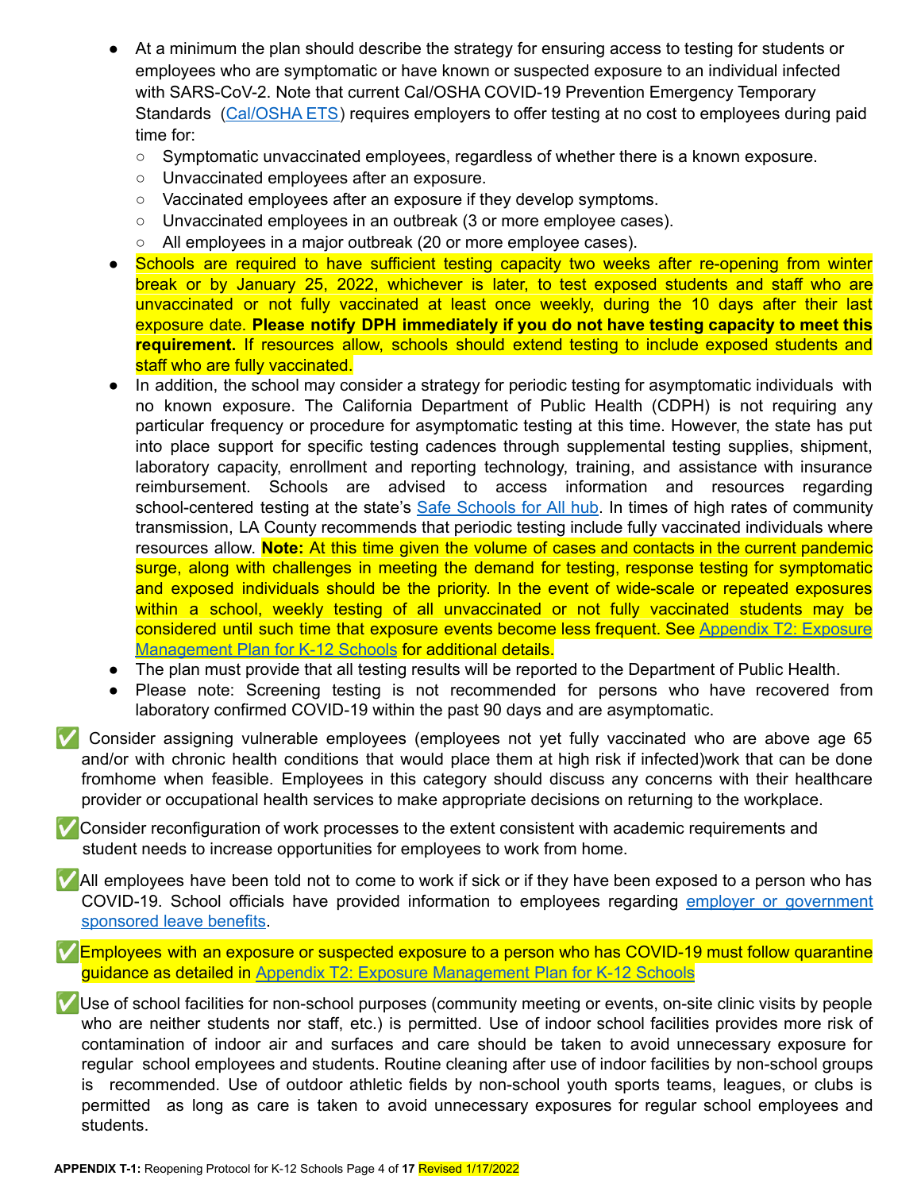- At a minimum the plan should describe the strategy for ensuring access to testing for students or employees who are symptomatic or have known or suspected exposure to an individual infected with SARS-CoV-2. Note that current Cal/OSHA COVID-19 Prevention Emergency Temporary Standards (Cal/OSHA ETS) requires employers to offer testing at no cost to employees during paid time for:
  - Symptomatic unvaccinated employees, regardless of whether there is a known exposure.
  - Unvaccinated employees after an exposure.
  - Vaccinated employees after an exposure if they develop symptoms.
  - Unvaccinated employees in an outbreak (3 or more employee cases).
  - All employees in a major outbreak (20 or more employee cases).
- Schools are required to have sufficient testing capacity two weeks after re-opening from winter break or by January 25, 2022, whichever is later, to test exposed students and staff who are unvaccinated or not fully vaccinated at least once weekly, during the 10 days after their last exposure date. **Please notify DPH immediately if you do not have testing capacity to meet this requirement.** If resources allow, schools should extend testing to include exposed students and staff who are fully vaccinated.
- In addition, the school may consider a strategy for periodic testing for asymptomatic individuals with no known exposure. The California Department of Public Health (CDPH) is not requiring any particular frequency or procedure for asymptomatic testing at this time. However, the state has put into place support for specific testing cadences through supplemental testing supplies, shipment, laboratory capacity, enrollment and reporting technology, training, and assistance with insurance reimbursement. Schools are advised to access information and resources regarding school-centered testing at the state's Safe Schools for All hub. In times of high rates of community transmission, LA County recommends that periodic testing include fully vaccinated individuals where resources allow. **Note:** At this time given the volume of cases and contacts in the current pandemic surge, along with challenges in meeting the demand for testing, response testing for symptomatic and exposed individuals should be the priority. In the event of wide-scale or repeated exposures within a school, weekly testing of all unvaccinated or not fully vaccinated students may be considered until such time that exposure events become less frequent. See Appendix T2: Exposure Management Plan for K-12 Schools for additional details.
- The plan must provide that all testing results will be reported to the Department of Public Health.
- Please note: Screening testing is not recommended for persons who have recovered from laboratory confirmed COVID-19 within the past 90 days and are asymptomatic.

✅ Consider assigning vulnerable employees (employees not yet fully vaccinated who are above age 65 and/or with chronic health conditions that would place them at high risk if infected)work that can be done fromhome when feasible. Employees in this category should discuss any concerns with their healthcare provider or occupational health services to make appropriate decisions on returning to the workplace.

✅ Consider reconfiguration of work processes to the extent consistent with academic requirements and student needs to increase opportunities for employees to work from home.

✅ All employees have been told not to come to work if sick or if they have been exposed to a person who has COVID-19. School officials have provided information to employees regarding employer or government sponsored leave benefits.

✅ Employees with an exposure or suspected exposure to a person who has COVID-19 must follow quarantine guidance as detailed in Appendix T2: Exposure Management Plan for K-12 Schools

✅ Use of school facilities for non-school purposes (community meeting or events, on-site clinic visits by people who are neither students nor staff, etc.) is permitted. Use of indoor school facilities provides more risk of contamination of indoor air and surfaces and care should be taken to avoid unnecessary exposure for regular school employees and students. Routine cleaning after use of indoor facilities by non-school groups is recommended. Use of outdoor athletic fields by non-school youth sports teams, leagues, or clubs is permitted as long as care is taken to avoid unnecessary exposures for regular school employees and students.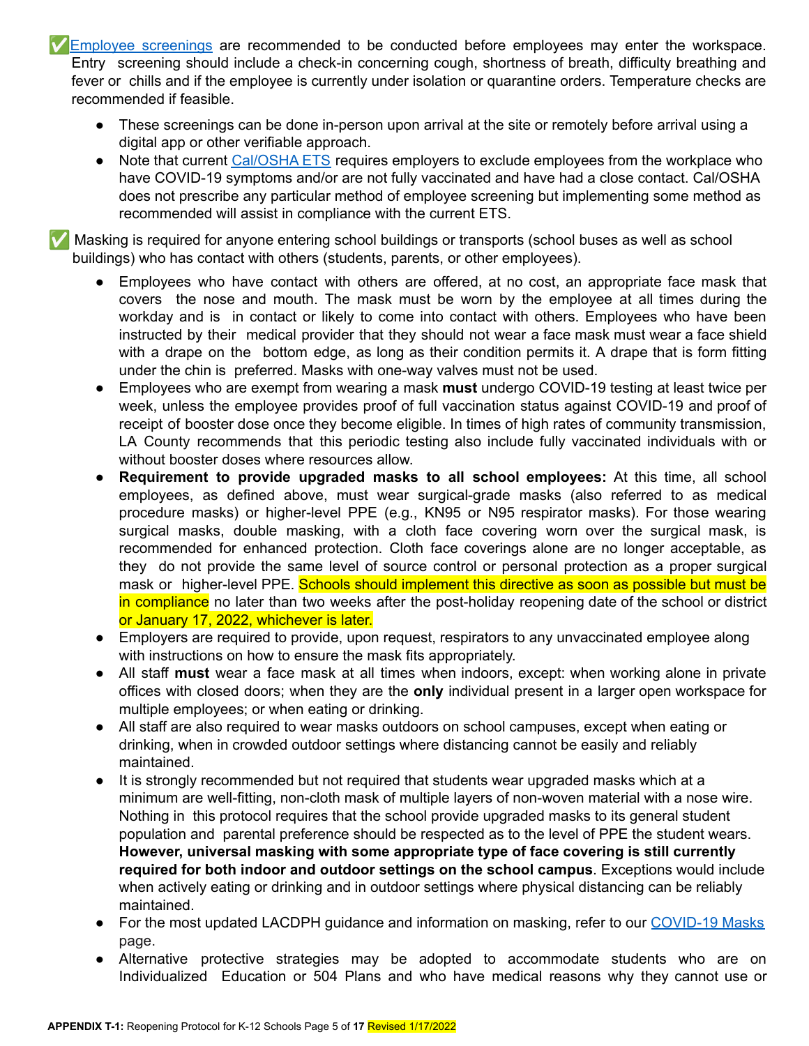✅ Employee screenings are recommended to be conducted before employees may enter the workspace. Entry screening should include a check-in concerning cough, shortness of breath, difficulty breathing and fever or chills and if the employee is currently under isolation or quarantine orders. Temperature checks are recommended if feasible.

- These screenings can be done in-person upon arrival at the site or remotely before arrival using a digital app or other verifiable approach.
- Note that current Cal/OSHA ETS requires employers to exclude employees from the workplace who have COVID-19 symptoms and/or are not fully vaccinated and have had a close contact. Cal/OSHA does not prescribe any particular method of employee screening but implementing some method as recommended will assist in compliance with the current ETS.

✅ Masking is required for anyone entering school buildings or transports (school buses as well as school buildings) who has contact with others (students, parents, or other employees).

- Employees who have contact with others are offered, at no cost, an appropriate face mask that covers the nose and mouth. The mask must be worn by the employee at all times during the workday and is in contact or likely to come into contact with others. Employees who have been instructed by their medical provider that they should not wear a face mask must wear a face shield with a drape on the bottom edge, as long as their condition permits it. A drape that is form fitting under the chin is preferred. Masks with one-way valves must not be used.
- Employees who are exempt from wearing a mask **must** undergo COVID-19 testing at least twice per week, unless the employee provides proof of full vaccination status against COVID-19 and proof of receipt of booster dose once they become eligible. In times of high rates of community transmission, LA County recommends that this periodic testing also include fully vaccinated individuals with or without booster doses where resources allow.
- **Requirement to provide upgraded masks to all school employees:** At this time, all school employees, as defined above, must wear surgical-grade masks (also referred to as medical procedure masks) or higher-level PPE (e.g., KN95 or N95 respirator masks). For those wearing surgical masks, double masking, with a cloth face covering worn over the surgical mask, is recommended for enhanced protection. Cloth face coverings alone are no longer acceptable, as they do not provide the same level of source control or personal protection as a proper surgical mask or higher-level PPE. Schools should implement this directive as soon as possible but must be in compliance no later than two weeks after the post-holiday reopening date of the school or district or January 17, 2022, whichever is later.
- Employers are required to provide, upon request, respirators to any unvaccinated employee along with instructions on how to ensure the mask fits appropriately.
- All staff **must** wear a face mask at all times when indoors, except: when working alone in private offices with closed doors; when they are the **only** individual present in a larger open workspace for multiple employees; or when eating or drinking.
- All staff are also required to wear masks outdoors on school campuses, except when eating or drinking, when in crowded outdoor settings where distancing cannot be easily and reliably maintained.
- It is strongly recommended but not required that students wear upgraded masks which at a minimum are well-fitting, non-cloth mask of multiple layers of non-woven material with a nose wire. Nothing in this protocol requires that the school provide upgraded masks to its general student population and parental preference should be respected as to the level of PPE the student wears. **However, universal masking with some appropriate type of face covering is still currently required for both indoor and outdoor settings on the school campus**. Exceptions would include when actively eating or drinking and in outdoor settings where physical distancing can be reliably maintained.
- For the most updated LACDPH guidance and information on masking, refer to our COVID-19 Masks page.
- Alternative protective strategies may be adopted to accommodate students who are on Individualized Education or 504 Plans and who have medical reasons why they cannot use or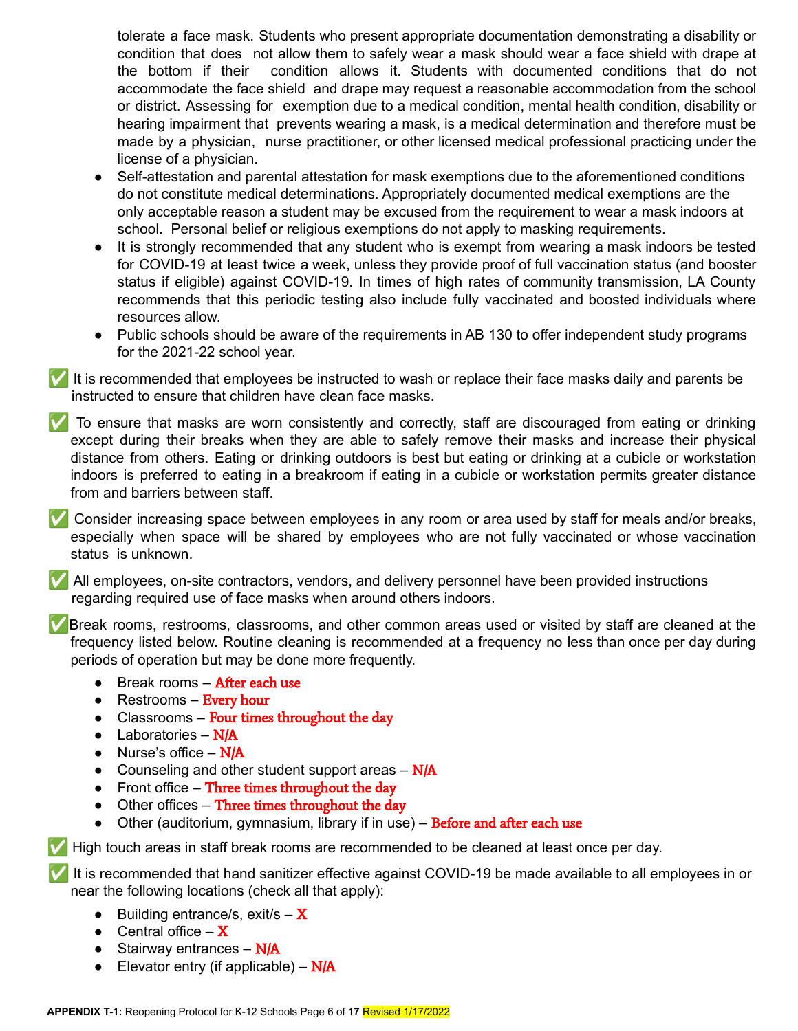tolerate a face mask. Students who present appropriate documentation demonstrating a disability or condition that does not allow them to safely wear a mask should wear a face shield with drape at the bottom if their condition allows it. Students with documented conditions that do not accommodate the face shield and drape may request a reasonable accommodation from the school or district. Assessing for exemption due to a medical condition, mental health condition, disability or hearing impairment that prevents wearing a mask, is a medical determination and therefore must be made by a physician, nurse practitioner, or other licensed medical professional practicing under the license of a physician.

- Self-attestation and parental attestation for mask exemptions due to the aforementioned conditions do not constitute medical determinations. Appropriately documented medical exemptions are the only acceptable reason a student may be excused from the requirement to wear a mask indoors at school. Personal belief or religious exemptions do not apply to masking requirements.
- It is strongly recommended that any student who is exempt from wearing a mask indoors be tested for COVID-19 at least twice a week, unless they provide proof of full vaccination status (and booster status if eligible) against COVID-19. In times of high rates of community transmission, LA County recommends that this periodic testing also include fully vaccinated and boosted individuals where resources allow.
- Public schools should be aware of the requirements in AB 130 to offer independent study programs for the 2021-22 school year.

✅ It is recommended that employees be instructed to wash or replace their face masks daily and parents be instructed to ensure that children have clean face masks.

✅ To ensure that masks are worn consistently and correctly, staff are discouraged from eating or drinking except during their breaks when they are able to safely remove their masks and increase their physical distance from others. Eating or drinking outdoors is best but eating or drinking at a cubicle or workstation indoors is preferred to eating in a breakroom if eating in a cubicle or workstation permits greater distance from and barriers between staff.

✅ Consider increasing space between employees in any room or area used by staff for meals and/or breaks, especially when space will be shared by employees who are not fully vaccinated or whose vaccination status is unknown.

✅ All employees, on-site contractors, vendors, and delivery personnel have been provided instructions regarding required use of face masks when around others indoors.

✅ Break rooms, restrooms, classrooms, and other common areas used or visited by staff are cleaned at the frequency listed below. Routine cleaning is recommended at a frequency no less than once per day during periods of operation but may be done more frequently.

- Break rooms – After each use
- Restrooms – Every hour
- Classrooms – Four times throughout the day
- Laboratories – N/A
- Nurse's office – N/A
- Counseling and other student support areas – N/A
- Front office – Three times throughout the day
- Other offices – Three times throughout the day
- Other (auditorium, gymnasium, library if in use) – Before and after each use

✅ High touch areas in staff break rooms are recommended to be cleaned at least once per day.

✅ It is recommended that hand sanitizer effective against COVID-19 be made available to all employees in or near the following locations (check all that apply):

- Building entrance/s, exit/s – X
- Central office – X
- Stairway entrances – N/A
- Elevator entry (if applicable) – N/A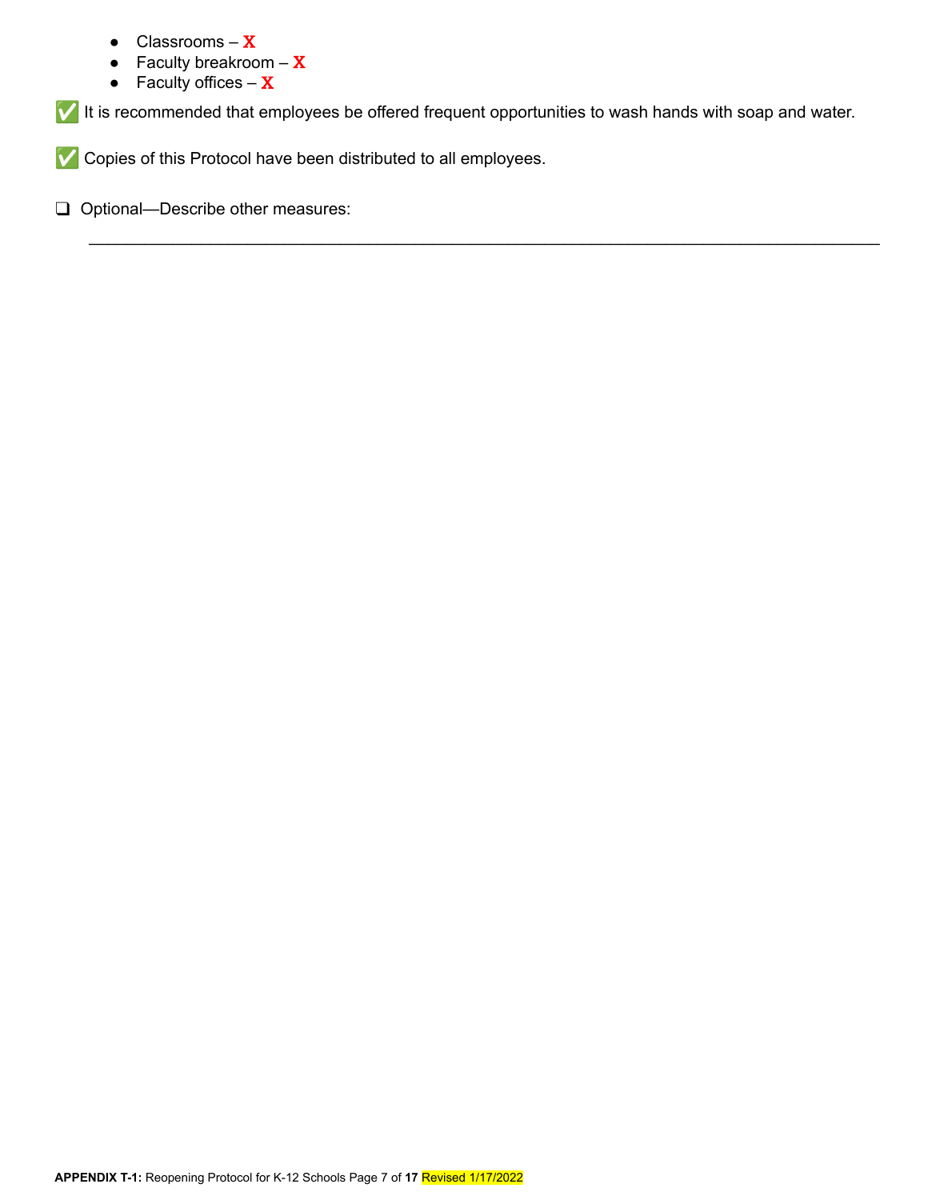- Classrooms – **X**
- Faculty breakroom – **X**
- Faculty offices – **X**

✅ It is recommended that employees be offered frequent opportunities to wash hands with soap and water.

✅ Copies of this Protocol have been distributed to all employees.

❑ Optional—Describe other measures:

_______________________________________________________________________________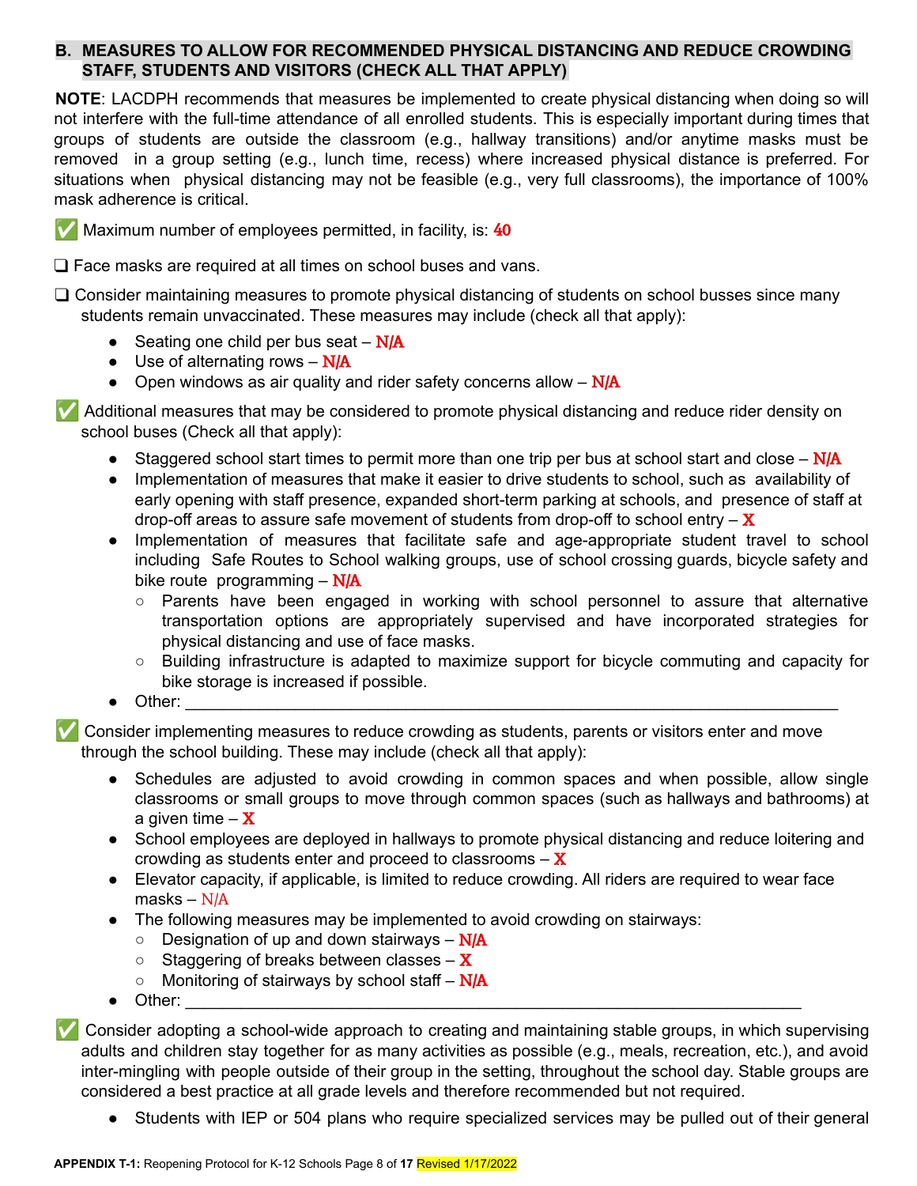## B. MEASURES TO ALLOW FOR RECOMMENDED PHYSICAL DISTANCING AND REDUCE CROWDING STAFF, STUDENTS AND VISITORS (CHECK ALL THAT APPLY)

**NOTE**: LACDPH recommends that measures be implemented to create physical distancing when doing so will not interfere with the full-time attendance of all enrolled students. This is especially important during times that groups of students are outside the classroom (e.g., hallway transitions) and/or anytime masks must be removed in a group setting (e.g., lunch time, recess) where increased physical distance is preferred. For situations when physical distancing may not be feasible (e.g., very full classrooms), the importance of 100% mask adherence is critical.

✅ Maximum number of employees permitted, in facility, is: 40

❑ Face masks are required at all times on school buses and vans.

❑ Consider maintaining measures to promote physical distancing of students on school busses since many students remain unvaccinated. These measures may include (check all that apply):

- Seating one child per bus seat – N/A
- Use of alternating rows – N/A
- Open windows as air quality and rider safety concerns allow – N/A

✅ Additional measures that may be considered to promote physical distancing and reduce rider density on school buses (Check all that apply):

- Staggered school start times to permit more than one trip per bus at school start and close – N/A
- Implementation of measures that make it easier to drive students to school, such as availability of early opening with staff presence, expanded short-term parking at schools, and presence of staff at drop-off areas to assure safe movement of students from drop-off to school entry – X
- Implementation of measures that facilitate safe and age-appropriate student travel to school including Safe Routes to School walking groups, use of school crossing guards, bicycle safety and bike route programming – N/A
  - Parents have been engaged in working with school personnel to assure that alternative transportation options are appropriately supervised and have incorporated strategies for physical distancing and use of face masks.
  - Building infrastructure is adapted to maximize support for bicycle commuting and capacity for bike storage is increased if possible.
- Other: ___________________________________________________________________

✅ Consider implementing measures to reduce crowding as students, parents or visitors enter and move through the school building. These may include (check all that apply):

- Schedules are adjusted to avoid crowding in common spaces and when possible, allow single classrooms or small groups to move through common spaces (such as hallways and bathrooms) at a given time – X
- School employees are deployed in hallways to promote physical distancing and reduce loitering and crowding as students enter and proceed to classrooms – X
- Elevator capacity, if applicable, is limited to reduce crowding. All riders are required to wear face masks – N/A
- The following measures may be implemented to avoid crowding on stairways:
  - Designation of up and down stairways – N/A
  - Staggering of breaks between classes – X
  - Monitoring of stairways by school staff – N/A
- Other: ___________________________________________________________________

✅ Consider adopting a school-wide approach to creating and maintaining stable groups, in which supervising adults and children stay together for as many activities as possible (e.g., meals, recreation, etc.), and avoid inter-mingling with people outside of their group in the setting, throughout the school day. Stable groups are considered a best practice at all grade levels and therefore recommended but not required.

- Students with IEP or 504 plans who require specialized services may be pulled out of their general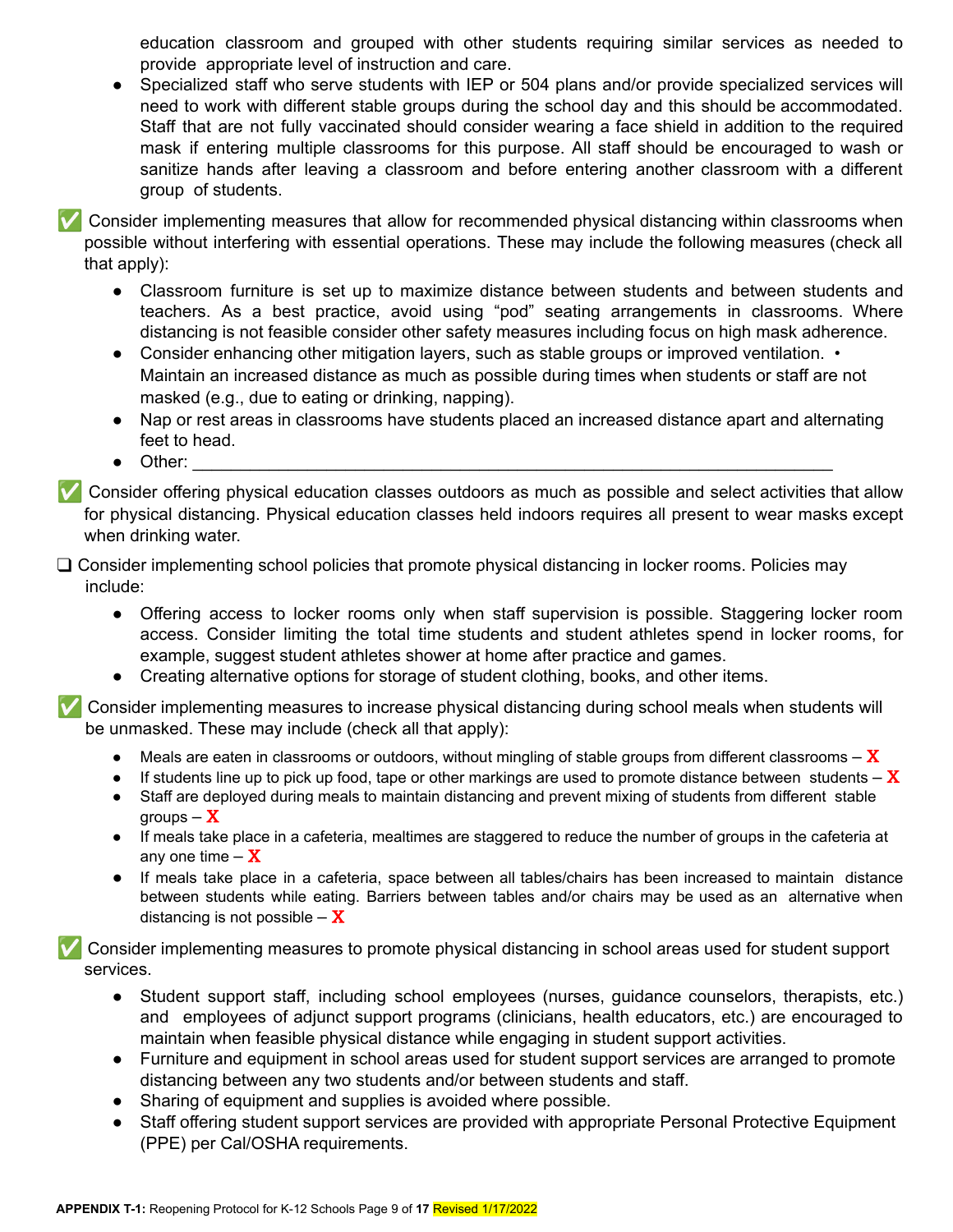education classroom and grouped with other students requiring similar services as needed to provide appropriate level of instruction and care.

- Specialized staff who serve students with IEP or 504 plans and/or provide specialized services will need to work with different stable groups during the school day and this should be accommodated. Staff that are not fully vaccinated should consider wearing a face shield in addition to the required mask if entering multiple classrooms for this purpose. All staff should be encouraged to wash or sanitize hands after leaving a classroom and before entering another classroom with a different group of students.

✅ Consider implementing measures that allow for recommended physical distancing within classrooms when possible without interfering with essential operations. These may include the following measures (check all that apply):

- Classroom furniture is set up to maximize distance between students and between students and teachers. As a best practice, avoid using "pod" seating arrangements in classrooms. Where distancing is not feasible consider other safety measures including focus on high mask adherence.
- Consider enhancing other mitigation layers, such as stable groups or improved ventilation. • Maintain an increased distance as much as possible during times when students or staff are not masked (e.g., due to eating or drinking, napping).
- Nap or rest areas in classrooms have students placed an increased distance apart and alternating feet to head.
- Other: ___________________________________________________________________

✅ Consider offering physical education classes outdoors as much as possible and select activities that allow for physical distancing. Physical education classes held indoors requires all present to wear masks except when drinking water.

❑ Consider implementing school policies that promote physical distancing in locker rooms. Policies may include:

- Offering access to locker rooms only when staff supervision is possible. Staggering locker room access. Consider limiting the total time students and student athletes spend in locker rooms, for example, suggest student athletes shower at home after practice and games.
- Creating alternative options for storage of student clothing, books, and other items.

✅ Consider implementing measures to increase physical distancing during school meals when students will be unmasked. These may include (check all that apply):

- Meals are eaten in classrooms or outdoors, without mingling of stable groups from different classrooms – X
- If students line up to pick up food, tape or other markings are used to promote distance between students – X
- Staff are deployed during meals to maintain distancing and prevent mixing of students from different stable groups – X
- If meals take place in a cafeteria, mealtimes are staggered to reduce the number of groups in the cafeteria at any one time – X
- If meals take place in a cafeteria, space between all tables/chairs has been increased to maintain distance between students while eating. Barriers between tables and/or chairs may be used as an alternative when distancing is not possible – X

✅ Consider implementing measures to promote physical distancing in school areas used for student support services.

- Student support staff, including school employees (nurses, guidance counselors, therapists, etc.) and employees of adjunct support programs (clinicians, health educators, etc.) are encouraged to maintain when feasible physical distance while engaging in student support activities.
- Furniture and equipment in school areas used for student support services are arranged to promote distancing between any two students and/or between students and staff.
- Sharing of equipment and supplies is avoided where possible.
- Staff offering student support services are provided with appropriate Personal Protective Equipment (PPE) per Cal/OSHA requirements.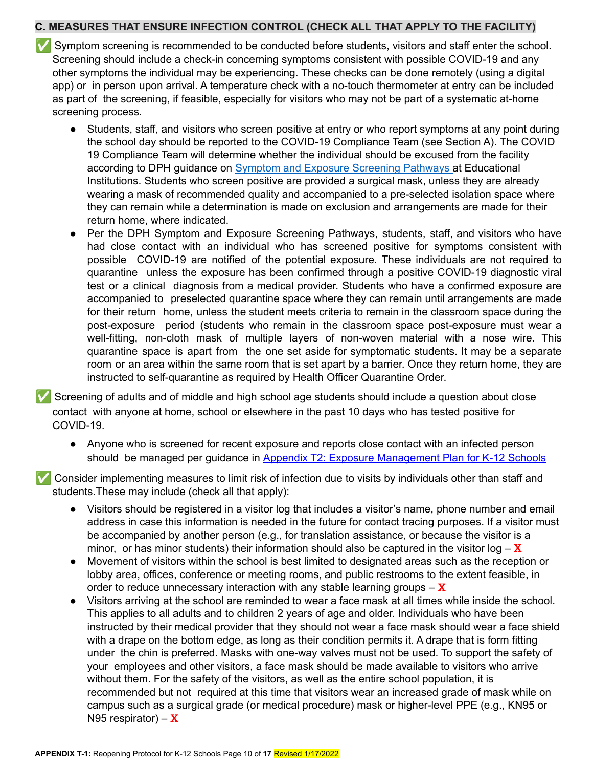## C. MEASURES THAT ENSURE INFECTION CONTROL (CHECK ALL THAT APPLY TO THE FACILITY)

✅ Symptom screening is recommended to be conducted before students, visitors and staff enter the school. Screening should include a check-in concerning symptoms consistent with possible COVID-19 and any other symptoms the individual may be experiencing. These checks can be done remotely (using a digital app) or in person upon arrival. A temperature check with a no-touch thermometer at entry can be included as part of the screening, if feasible, especially for visitors who may not be part of a systematic at-home screening process.

- Students, staff, and visitors who screen positive at entry or who report symptoms at any point during the school day should be reported to the COVID-19 Compliance Team (see Section A). The COVID 19 Compliance Team will determine whether the individual should be excused from the facility according to DPH guidance on Symptom and Exposure Screening Pathways at Educational Institutions. Students who screen positive are provided a surgical mask, unless they are already wearing a mask of recommended quality and accompanied to a pre-selected isolation space where they can remain while a determination is made on exclusion and arrangements are made for their return home, where indicated.
- Per the DPH Symptom and Exposure Screening Pathways, students, staff, and visitors who have had close contact with an individual who has screened positive for symptoms consistent with possible COVID-19 are notified of the potential exposure. These individuals are not required to quarantine unless the exposure has been confirmed through a positive COVID-19 diagnostic viral test or a clinical diagnosis from a medical provider. Students who have a confirmed exposure are accompanied to preselected quarantine space where they can remain until arrangements are made for their return home, unless the student meets criteria to remain in the classroom space during the post-exposure period (students who remain in the classroom space post-exposure must wear a well-fitting, non-cloth mask of multiple layers of non-woven material with a nose wire. This quarantine space is apart from the one set aside for symptomatic students. It may be a separate room or an area within the same room that is set apart by a barrier. Once they return home, they are instructed to self-quarantine as required by Health Officer Quarantine Order.

✅ Screening of adults and of middle and high school age students should include a question about close contact with anyone at home, school or elsewhere in the past 10 days who has tested positive for COVID-19.

- Anyone who is screened for recent exposure and reports close contact with an infected person should be managed per guidance in Appendix T2: Exposure Management Plan for K-12 Schools

✅ Consider implementing measures to limit risk of infection due to visits by individuals other than staff and students.These may include (check all that apply):

- Visitors should be registered in a visitor log that includes a visitor's name, phone number and email address in case this information is needed in the future for contact tracing purposes. If a visitor must be accompanied by another person (e.g., for translation assistance, or because the visitor is a minor, or has minor students) their information should also be captured in the visitor log – X
- Movement of visitors within the school is best limited to designated areas such as the reception or lobby area, offices, conference or meeting rooms, and public restrooms to the extent feasible, in order to reduce unnecessary interaction with any stable learning groups – X
- Visitors arriving at the school are reminded to wear a face mask at all times while inside the school. This applies to all adults and to children 2 years of age and older. Individuals who have been instructed by their medical provider that they should not wear a face mask should wear a face shield with a drape on the bottom edge, as long as their condition permits it. A drape that is form fitting under the chin is preferred. Masks with one-way valves must not be used. To support the safety of your employees and other visitors, a face mask should be made available to visitors who arrive without them. For the safety of the visitors, as well as the entire school population, it is recommended but not required at this time that visitors wear an increased grade of mask while on campus such as a surgical grade (or medical procedure) mask or higher-level PPE (e.g., KN95 or N95 respirator) – X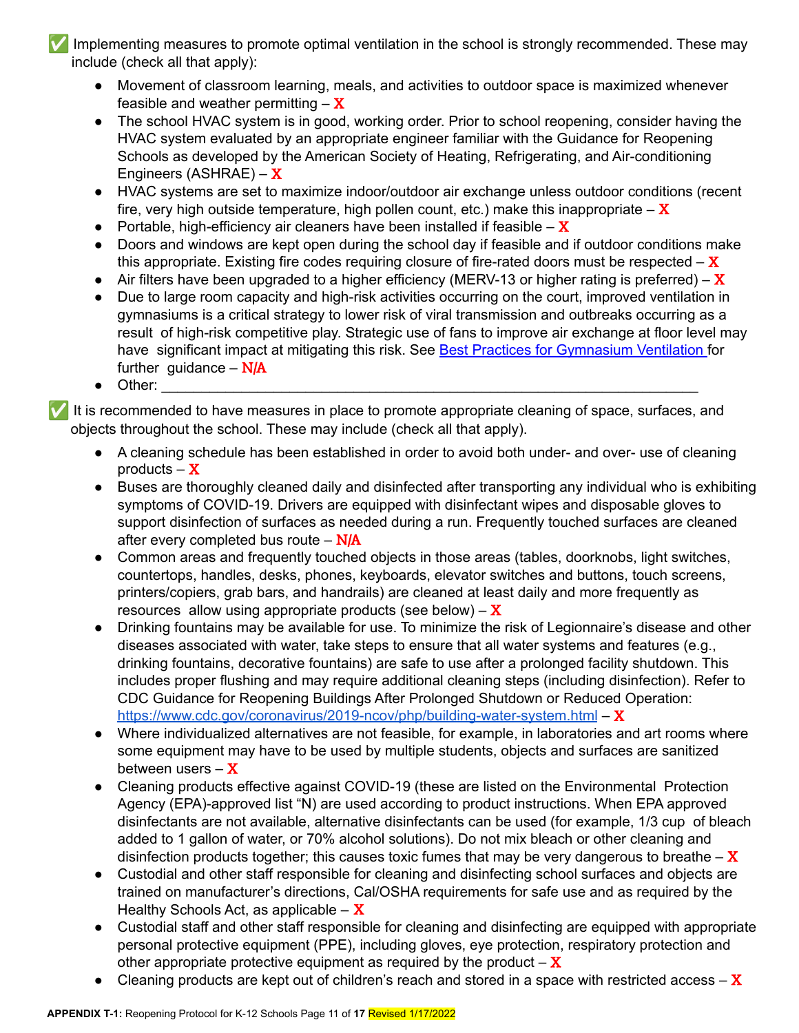✅ Implementing measures to promote optimal ventilation in the school is strongly recommended. These may include (check all that apply):

- Movement of classroom learning, meals, and activities to outdoor space is maximized whenever feasible and weather permitting – **X**
- The school HVAC system is in good, working order. Prior to school reopening, consider having the HVAC system evaluated by an appropriate engineer familiar with the Guidance for Reopening Schools as developed by the American Society of Heating, Refrigerating, and Air-conditioning Engineers (ASHRAE) – **X**
- HVAC systems are set to maximize indoor/outdoor air exchange unless outdoor conditions (recent fire, very high outside temperature, high pollen count, etc.) make this inappropriate – **X**
- Portable, high-efficiency air cleaners have been installed if feasible – **X**
- Doors and windows are kept open during the school day if feasible and if outdoor conditions make this appropriate. Existing fire codes requiring closure of fire-rated doors must be respected – **X**
- Air filters have been upgraded to a higher efficiency (MERV-13 or higher rating is preferred) – **X**
- Due to large room capacity and high-risk activities occurring on the court, improved ventilation in gymnasiums is a critical strategy to lower risk of viral transmission and outbreaks occurring as a result of high-risk competitive play. Strategic use of fans to improve air exchange at floor level may have significant impact at mitigating this risk. See Best Practices for Gymnasium Ventilation for further guidance – **N/A**
- Other: ____________________________________________________________

✅ It is recommended to have measures in place to promote appropriate cleaning of space, surfaces, and objects throughout the school. These may include (check all that apply).

- A cleaning schedule has been established in order to avoid both under- and over- use of cleaning products – **X**
- Buses are thoroughly cleaned daily and disinfected after transporting any individual who is exhibiting symptoms of COVID-19. Drivers are equipped with disinfectant wipes and disposable gloves to support disinfection of surfaces as needed during a run. Frequently touched surfaces are cleaned after every completed bus route – **N/A**
- Common areas and frequently touched objects in those areas (tables, doorknobs, light switches, countertops, handles, desks, phones, keyboards, elevator switches and buttons, touch screens, printers/copiers, grab bars, and handrails) are cleaned at least daily and more frequently as resources allow using appropriate products (see below) – **X**
- Drinking fountains may be available for use. To minimize the risk of Legionnaire's disease and other diseases associated with water, take steps to ensure that all water systems and features (e.g., drinking fountains, decorative fountains) are safe to use after a prolonged facility shutdown. This includes proper flushing and may require additional cleaning steps (including disinfection). Refer to CDC Guidance for Reopening Buildings After Prolonged Shutdown or Reduced Operation: https://www.cdc.gov/coronavirus/2019-ncov/php/building-water-system.html – **X**
- Where individualized alternatives are not feasible, for example, in laboratories and art rooms where some equipment may have to be used by multiple students, objects and surfaces are sanitized between users – **X**
- Cleaning products effective against COVID-19 (these are listed on the Environmental Protection Agency (EPA)-approved list "N) are used according to product instructions. When EPA approved disinfectants are not available, alternative disinfectants can be used (for example, 1/3 cup of bleach added to 1 gallon of water, or 70% alcohol solutions). Do not mix bleach or other cleaning and disinfection products together; this causes toxic fumes that may be very dangerous to breathe – **X**
- Custodial and other staff responsible for cleaning and disinfecting school surfaces and objects are trained on manufacturer's directions, Cal/OSHA requirements for safe use and as required by the Healthy Schools Act, as applicable – **X**
- Custodial staff and other staff responsible for cleaning and disinfecting are equipped with appropriate personal protective equipment (PPE), including gloves, eye protection, respiratory protection and other appropriate protective equipment as required by the product – **X**
- Cleaning products are kept out of children's reach and stored in a space with restricted access – **X**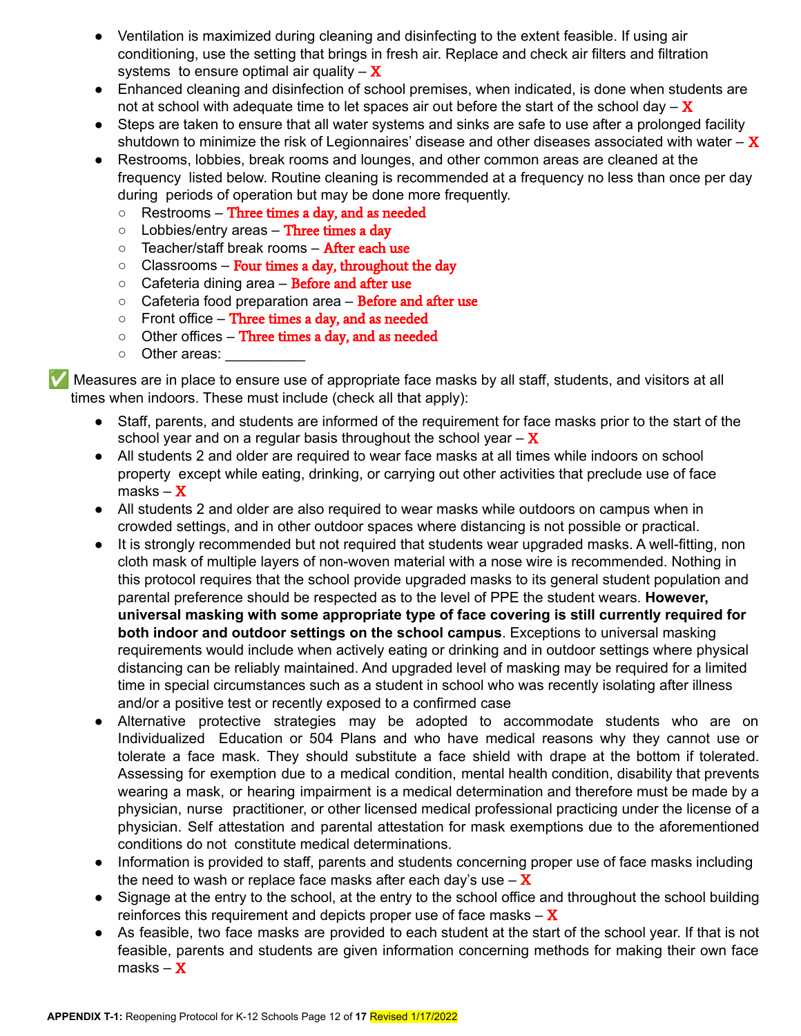- Ventilation is maximized during cleaning and disinfecting to the extent feasible. If using air conditioning, use the setting that brings in fresh air. Replace and check air filters and filtration systems to ensure optimal air quality – X
- Enhanced cleaning and disinfection of school premises, when indicated, is done when students are not at school with adequate time to let spaces air out before the start of the school day – X
- Steps are taken to ensure that all water systems and sinks are safe to use after a prolonged facility shutdown to minimize the risk of Legionnaires' disease and other diseases associated with water – X
- Restrooms, lobbies, break rooms and lounges, and other common areas are cleaned at the frequency listed below. Routine cleaning is recommended at a frequency no less than once per day during periods of operation but may be done more frequently.
  - Restrooms – Three times a day, and as needed
  - Lobbies/entry areas – Three times a day
  - Teacher/staff break rooms – After each use
  - Classrooms – Four times a day, throughout the day
  - Cafeteria dining area – Before and after use
  - Cafeteria food preparation area – Before and after use
  - Front office – Three times a day, and as needed
  - Other offices – Three times a day, and as needed
  - Other areas: __________

✅ Measures are in place to ensure use of appropriate face masks by all staff, students, and visitors at all times when indoors. These must include (check all that apply):

- Staff, parents, and students are informed of the requirement for face masks prior to the start of the school year and on a regular basis throughout the school year – X
- All students 2 and older are required to wear face masks at all times while indoors on school property except while eating, drinking, or carrying out other activities that preclude use of face masks – X
- All students 2 and older are also required to wear masks while outdoors on campus when in crowded settings, and in other outdoor spaces where distancing is not possible or practical.
- It is strongly recommended but not required that students wear upgraded masks. A well-fitting, non cloth mask of multiple layers of non-woven material with a nose wire is recommended. Nothing in this protocol requires that the school provide upgraded masks to its general student population and parental preference should be respected as to the level of PPE the student wears. **However, universal masking with some appropriate type of face covering is still currently required for both indoor and outdoor settings on the school campus**. Exceptions to universal masking requirements would include when actively eating or drinking and in outdoor settings where physical distancing can be reliably maintained. And upgraded level of masking may be required for a limited time in special circumstances such as a student in school who was recently isolating after illness and/or a positive test or recently exposed to a confirmed case
- Alternative protective strategies may be adopted to accommodate students who are on Individualized Education or 504 Plans and who have medical reasons why they cannot use or tolerate a face mask. They should substitute a face shield with drape at the bottom if tolerated. Assessing for exemption due to a medical condition, mental health condition, disability that prevents wearing a mask, or hearing impairment is a medical determination and therefore must be made by a physician, nurse practitioner, or other licensed medical professional practicing under the license of a physician. Self attestation and parental attestation for mask exemptions due to the aforementioned conditions do not constitute medical determinations.
- Information is provided to staff, parents and students concerning proper use of face masks including the need to wash or replace face masks after each day's use – X
- Signage at the entry to the school, at the entry to the school office and throughout the school building reinforces this requirement and depicts proper use of face masks – X
- As feasible, two face masks are provided to each student at the start of the school year. If that is not feasible, parents and students are given information concerning methods for making their own face masks – X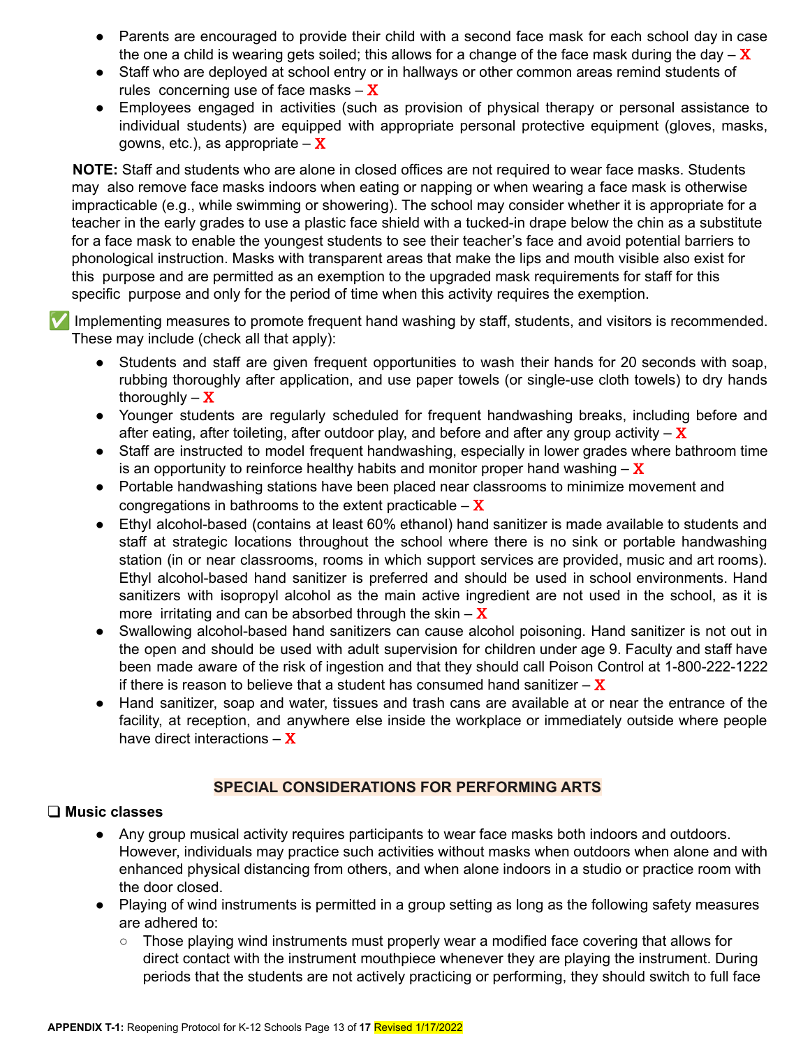- Parents are encouraged to provide their child with a second face mask for each school day in case the one a child is wearing gets soiled; this allows for a change of the face mask during the day – **X**
- Staff who are deployed at school entry or in hallways or other common areas remind students of rules concerning use of face masks – **X**
- Employees engaged in activities (such as provision of physical therapy or personal assistance to individual students) are equipped with appropriate personal protective equipment (gloves, masks, gowns, etc.), as appropriate – **X**

**NOTE:** Staff and students who are alone in closed offices are not required to wear face masks. Students may also remove face masks indoors when eating or napping or when wearing a face mask is otherwise impracticable (e.g., while swimming or showering). The school may consider whether it is appropriate for a teacher in the early grades to use a plastic face shield with a tucked-in drape below the chin as a substitute for a face mask to enable the youngest students to see their teacher's face and avoid potential barriers to phonological instruction. Masks with transparent areas that make the lips and mouth visible also exist for this purpose and are permitted as an exemption to the upgraded mask requirements for staff for this specific purpose and only for the period of time when this activity requires the exemption.

✅ Implementing measures to promote frequent hand washing by staff, students, and visitors is recommended. These may include (check all that apply):

- Students and staff are given frequent opportunities to wash their hands for 20 seconds with soap, rubbing thoroughly after application, and use paper towels (or single-use cloth towels) to dry hands thoroughly – **X**
- Younger students are regularly scheduled for frequent handwashing breaks, including before and after eating, after toileting, after outdoor play, and before and after any group activity – **X**
- Staff are instructed to model frequent handwashing, especially in lower grades where bathroom time is an opportunity to reinforce healthy habits and monitor proper hand washing – **X**
- Portable handwashing stations have been placed near classrooms to minimize movement and congregations in bathrooms to the extent practicable – **X**
- Ethyl alcohol-based (contains at least 60% ethanol) hand sanitizer is made available to students and staff at strategic locations throughout the school where there is no sink or portable handwashing station (in or near classrooms, rooms in which support services are provided, music and art rooms). Ethyl alcohol-based hand sanitizer is preferred and should be used in school environments. Hand sanitizers with isopropyl alcohol as the main active ingredient are not used in the school, as it is more irritating and can be absorbed through the skin – **X**
- Swallowing alcohol-based hand sanitizers can cause alcohol poisoning. Hand sanitizer is not out in the open and should be used with adult supervision for children under age 9. Faculty and staff have been made aware of the risk of ingestion and that they should call Poison Control at 1-800-222-1222 if there is reason to believe that a student has consumed hand sanitizer – **X**
- Hand sanitizer, soap and water, tissues and trash cans are available at or near the entrance of the facility, at reception, and anywhere else inside the workplace or immediately outside where people have direct interactions – **X**

## SPECIAL CONSIDERATIONS FOR PERFORMING ARTS

❑ **Music classes**

- Any group musical activity requires participants to wear face masks both indoors and outdoors. However, individuals may practice such activities without masks when outdoors when alone and with enhanced physical distancing from others, and when alone indoors in a studio or practice room with the door closed.
- Playing of wind instruments is permitted in a group setting as long as the following safety measures are adhered to:
  - Those playing wind instruments must properly wear a modified face covering that allows for direct contact with the instrument mouthpiece whenever they are playing the instrument. During periods that the students are not actively practicing or performing, they should switch to full face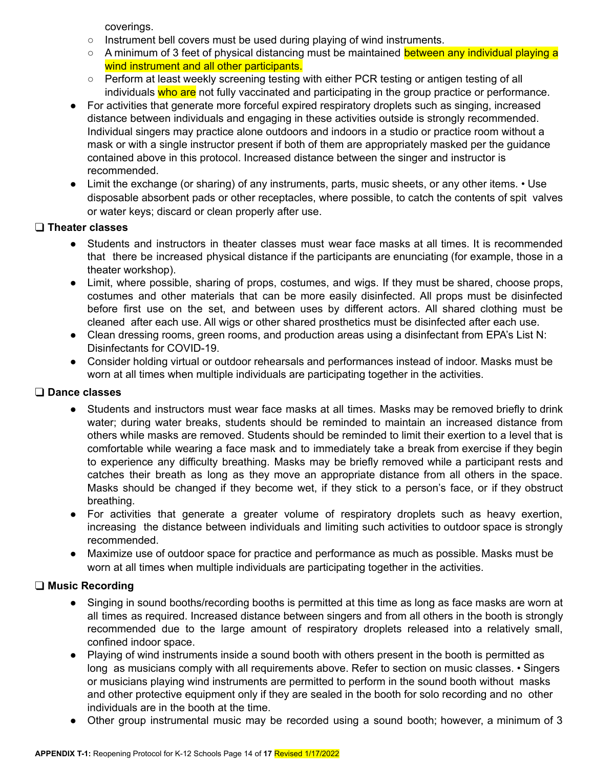coverings.

  - Instrument bell covers must be used during playing of wind instruments.
  - A minimum of 3 feet of physical distancing must be maintained between any individual playing a wind instrument and all other participants.
  - Perform at least weekly screening testing with either PCR testing or antigen testing of all individuals who are not fully vaccinated and participating in the group practice or performance.
- For activities that generate more forceful expired respiratory droplets such as singing, increased distance between individuals and engaging in these activities outside is strongly recommended. Individual singers may practice alone outdoors and indoors in a studio or practice room without a mask or with a single instructor present if both of them are appropriately masked per the guidance contained above in this protocol. Increased distance between the singer and instructor is recommended.
- Limit the exchange (or sharing) of any instruments, parts, music sheets, or any other items. • Use disposable absorbent pads or other receptacles, where possible, to catch the contents of spit valves or water keys; discard or clean properly after use.

❑ **Theater classes**

- Students and instructors in theater classes must wear face masks at all times. It is recommended that there be increased physical distance if the participants are enunciating (for example, those in a theater workshop).
- Limit, where possible, sharing of props, costumes, and wigs. If they must be shared, choose props, costumes and other materials that can be more easily disinfected. All props must be disinfected before first use on the set, and between uses by different actors. All shared clothing must be cleaned after each use. All wigs or other shared prosthetics must be disinfected after each use.
- Clean dressing rooms, green rooms, and production areas using a disinfectant from EPA's List N: Disinfectants for COVID-19.
- Consider holding virtual or outdoor rehearsals and performances instead of indoor. Masks must be worn at all times when multiple individuals are participating together in the activities.

❑ **Dance classes**

- Students and instructors must wear face masks at all times. Masks may be removed briefly to drink water; during water breaks, students should be reminded to maintain an increased distance from others while masks are removed. Students should be reminded to limit their exertion to a level that is comfortable while wearing a face mask and to immediately take a break from exercise if they begin to experience any difficulty breathing. Masks may be briefly removed while a participant rests and catches their breath as long as they move an appropriate distance from all others in the space. Masks should be changed if they become wet, if they stick to a person's face, or if they obstruct breathing.
- For activities that generate a greater volume of respiratory droplets such as heavy exertion, increasing the distance between individuals and limiting such activities to outdoor space is strongly recommended.
- Maximize use of outdoor space for practice and performance as much as possible. Masks must be worn at all times when multiple individuals are participating together in the activities.

❑ **Music Recording**

- Singing in sound booths/recording booths is permitted at this time as long as face masks are worn at all times as required. Increased distance between singers and from all others in the booth is strongly recommended due to the large amount of respiratory droplets released into a relatively small, confined indoor space.
- Playing of wind instruments inside a sound booth with others present in the booth is permitted as long as musicians comply with all requirements above. Refer to section on music classes. • Singers or musicians playing wind instruments are permitted to perform in the sound booth without masks and other protective equipment only if they are sealed in the booth for solo recording and no other individuals are in the booth at the time.
- Other group instrumental music may be recorded using a sound booth; however, a minimum of 3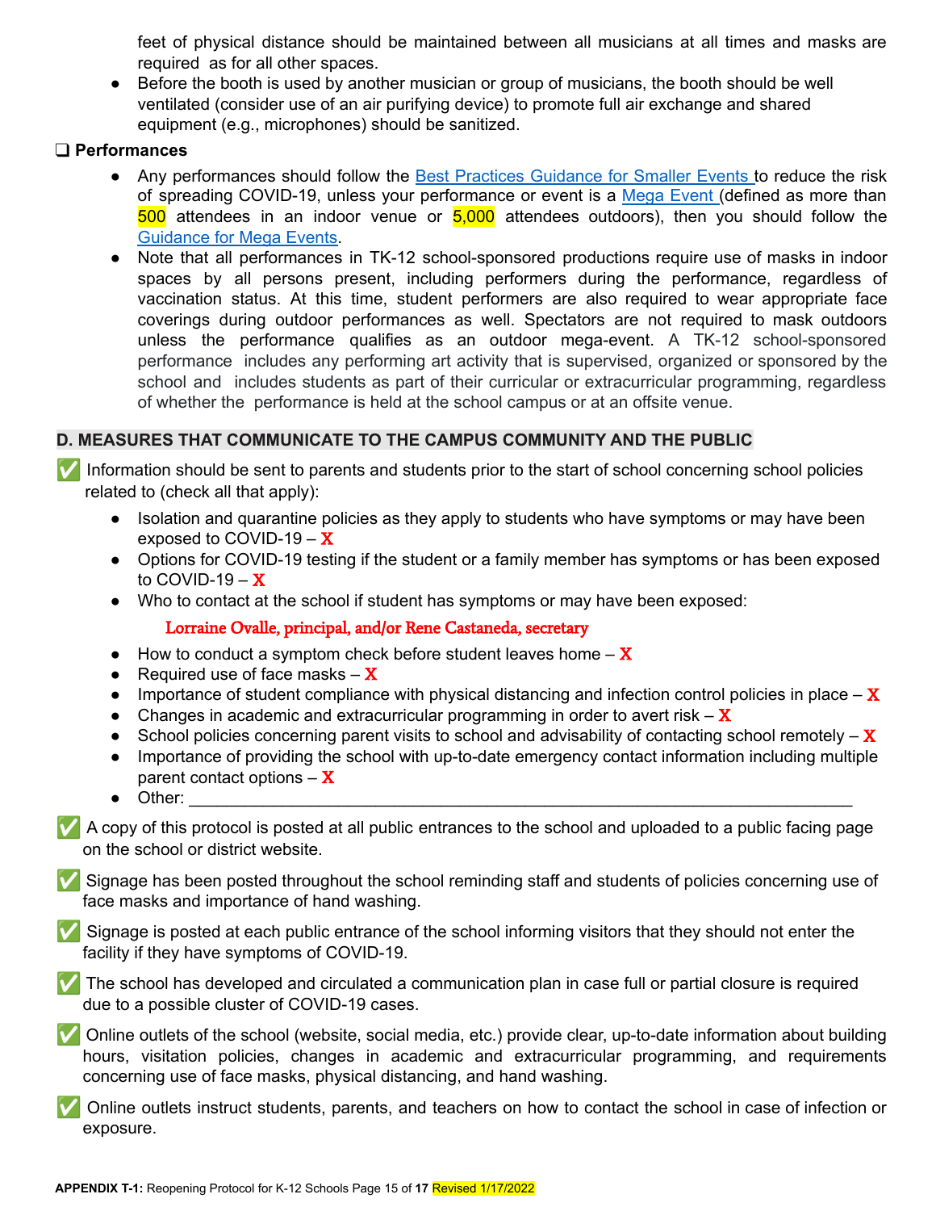feet of physical distance should be maintained between all musicians at all times and masks are required as for all other spaces.

- Before the booth is used by another musician or group of musicians, the booth should be well ventilated (consider use of an air purifying device) to promote full air exchange and shared equipment (e.g., microphones) should be sanitized.

❑ **Performances**

- Any performances should follow the Best Practices Guidance for Smaller Events to reduce the risk of spreading COVID-19, unless your performance or event is a Mega Event (defined as more than 500 attendees in an indoor venue or 5,000 attendees outdoors), then you should follow the Guidance for Mega Events.
- Note that all performances in TK-12 school-sponsored productions require use of masks in indoor spaces by all persons present, including performers during the performance, regardless of vaccination status. At this time, student performers are also required to wear appropriate face coverings during outdoor performances as well. Spectators are not required to mask outdoors unless the performance qualifies as an outdoor mega-event. A TK-12 school-sponsored performance includes any performing art activity that is supervised, organized or sponsored by the school and includes students as part of their curricular or extracurricular programming, regardless of whether the performance is held at the school campus or at an offsite venue.

## D. MEASURES THAT COMMUNICATE TO THE CAMPUS COMMUNITY AND THE PUBLIC

✅ Information should be sent to parents and students prior to the start of school concerning school policies related to (check all that apply):

- Isolation and quarantine policies as they apply to students who have symptoms or may have been exposed to COVID-19 – X
- Options for COVID-19 testing if the student or a family member has symptoms or has been exposed to COVID-19 – X
- Who to contact at the school if student has symptoms or may have been exposed:

  Lorraine Ovalle, principal, and/or Rene Castaneda, secretary

- How to conduct a symptom check before student leaves home – X
- Required use of face masks – X
- Importance of student compliance with physical distancing and infection control policies in place – X
- Changes in academic and extracurricular programming in order to avert risk – X
- School policies concerning parent visits to school and advisability of contacting school remotely – X
- Importance of providing the school with up-to-date emergency contact information including multiple parent contact options – X
- Other: ______________________________________________________________________

✅ A copy of this protocol is posted at all public entrances to the school and uploaded to a public facing page on the school or district website.

✅ Signage has been posted throughout the school reminding staff and students of policies concerning use of face masks and importance of hand washing.

✅ Signage is posted at each public entrance of the school informing visitors that they should not enter the facility if they have symptoms of COVID-19.

✅ The school has developed and circulated a communication plan in case full or partial closure is required due to a possible cluster of COVID-19 cases.

✅ Online outlets of the school (website, social media, etc.) provide clear, up-to-date information about building hours, visitation policies, changes in academic and extracurricular programming, and requirements concerning use of face masks, physical distancing, and hand washing.

✅ Online outlets instruct students, parents, and teachers on how to contact the school in case of infection or exposure.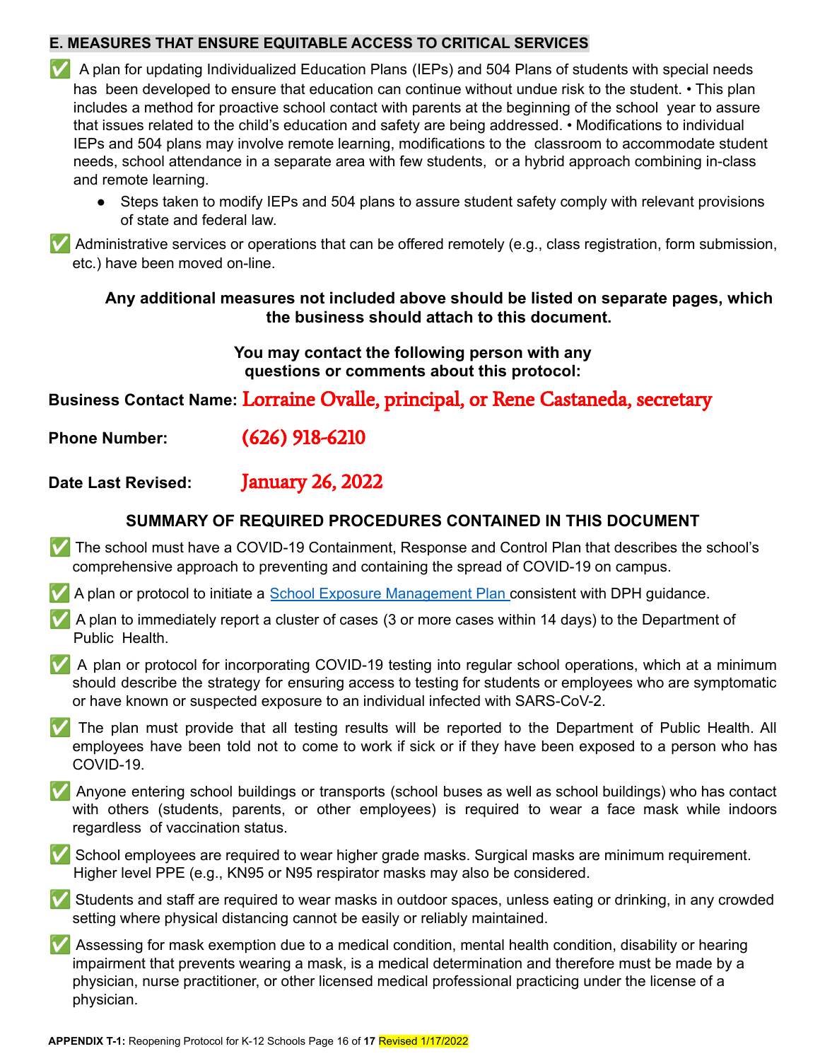## E. MEASURES THAT ENSURE EQUITABLE ACCESS TO CRITICAL SERVICES

✅ A plan for updating Individualized Education Plans (IEPs) and 504 Plans of students with special needs has been developed to ensure that education can continue without undue risk to the student. • This plan includes a method for proactive school contact with parents at the beginning of the school year to assure that issues related to the child's education and safety are being addressed. • Modifications to individual IEPs and 504 plans may involve remote learning, modifications to the classroom to accommodate student needs, school attendance in a separate area with few students, or a hybrid approach combining in-class and remote learning.

- Steps taken to modify IEPs and 504 plans to assure student safety comply with relevant provisions of state and federal law.

✅ Administrative services or operations that can be offered remotely (e.g., class registration, form submission, etc.) have been moved on-line.

**Any additional measures not included above should be listed on separate pages, which the business should attach to this document.**

**You may contact the following person with any questions or comments about this protocol:**

**Business Contact Name:** Lorraine Ovalle, principal, or Rene Castaneda, secretary

**Phone Number:** (626) 918-6210

**Date Last Revised:** January 26, 2022

### SUMMARY OF REQUIRED PROCEDURES CONTAINED IN THIS DOCUMENT

✅ The school must have a COVID-19 Containment, Response and Control Plan that describes the school's comprehensive approach to preventing and containing the spread of COVID-19 on campus.

✅ A plan or protocol to initiate a School Exposure Management Plan consistent with DPH guidance.

✅ A plan to immediately report a cluster of cases (3 or more cases within 14 days) to the Department of Public Health.

✅ A plan or protocol for incorporating COVID-19 testing into regular school operations, which at a minimum should describe the strategy for ensuring access to testing for students or employees who are symptomatic or have known or suspected exposure to an individual infected with SARS-CoV-2.

✅ The plan must provide that all testing results will be reported to the Department of Public Health. All employees have been told not to come to work if sick or if they have been exposed to a person who has COVID-19.

✅ Anyone entering school buildings or transports (school buses as well as school buildings) who has contact with others (students, parents, or other employees) is required to wear a face mask while indoors regardless of vaccination status.

✅ School employees are required to wear higher grade masks. Surgical masks are minimum requirement. Higher level PPE (e.g., KN95 or N95 respirator masks may also be considered.

✅ Students and staff are required to wear masks in outdoor spaces, unless eating or drinking, in any crowded setting where physical distancing cannot be easily or reliably maintained.

✅ Assessing for mask exemption due to a medical condition, mental health condition, disability or hearing impairment that prevents wearing a mask, is a medical determination and therefore must be made by a physician, nurse practitioner, or other licensed medical professional practicing under the license of a physician.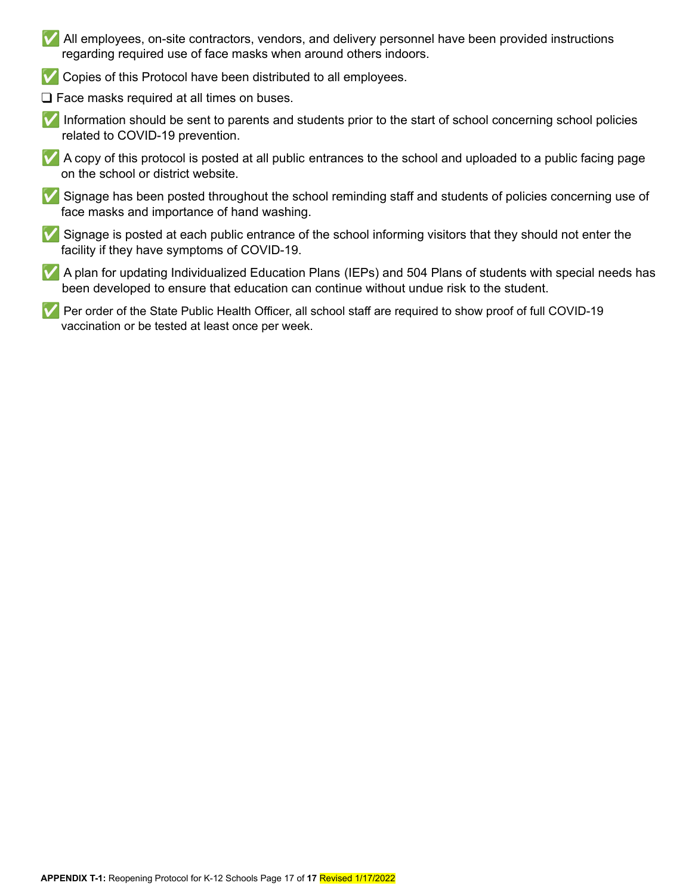- ✅ All employees, on-site contractors, vendors, and delivery personnel have been provided instructions regarding required use of face masks when around others indoors.
- ✅ Copies of this Protocol have been distributed to all employees.
- ❑ Face masks required at all times on buses.
- ✅ Information should be sent to parents and students prior to the start of school concerning school policies related to COVID-19 prevention.
- ✅ A copy of this protocol is posted at all public entrances to the school and uploaded to a public facing page on the school or district website.
- ✅ Signage has been posted throughout the school reminding staff and students of policies concerning use of face masks and importance of hand washing.
- ✅ Signage is posted at each public entrance of the school informing visitors that they should not enter the facility if they have symptoms of COVID-19.
- ✅ A plan for updating Individualized Education Plans (IEPs) and 504 Plans of students with special needs has been developed to ensure that education can continue without undue risk to the student.
- ✅ Per order of the State Public Health Officer, all school staff are required to show proof of full COVID-19 vaccination or be tested at least once per week.